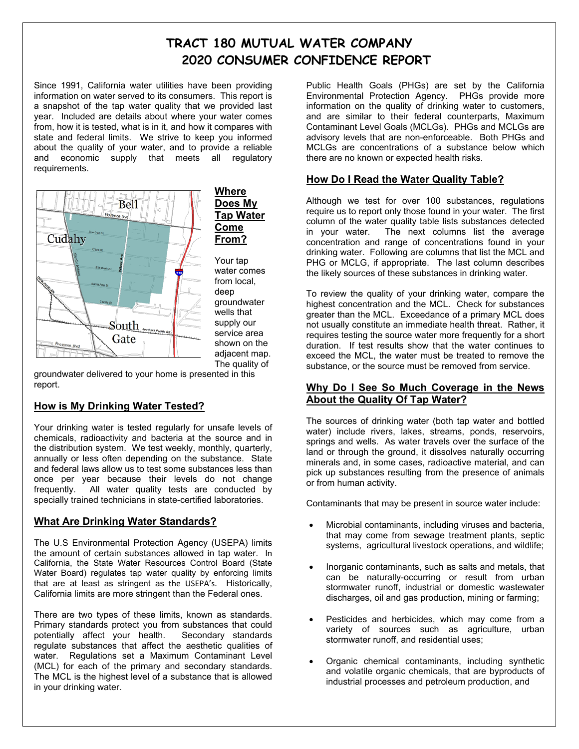# TRACT 180 MUTUAL WATER COMPANY 2020 CONSUMER CONFIDENCE REPORT

Since 1991, California water utilities have been providing information on water served to its consumers. This report is a snapshot of the tap water quality that we provided last year. Included are details about where your water comes from, how it is tested, what is in it, and how it compares with state and federal limits. We strive to keep you informed about the quality of your water, and to provide a reliable and economic supply that meets all regulatory requirements.

## Where Does My Tap Water Come From?

Your tap water comes from local, deep groundwater wells that supply our service area shown on the adjacent map. The quality of groundwater delivered to your home is presented in this report.

## How is My Drinking Water Tested?

Your drinking water is tested regularly for unsafe levels of chemicals, radioactivity and bacteria at the source and in the distribution system. We test weekly, monthly, quarterly, annually or less often depending on the substance. State and federal laws allow us to test some substances less than once per year because their levels do not change frequently. All water quality tests are conducted by specially trained technicians in state-certified laboratories.

## What Are Drinking Water Standards?

The U.S Environmental Protection Agency (USEPA) limits the amount of certain substances allowed in tap water. In California, the State Water Resources Control Board (State Water Board) regulates tap water quality by enforcing limits that are at least as stringent as the USEPA's. Historically, California limits are more stringent than the Federal ones.

There are two types of these limits, known as standards. Primary standards protect you from substances that could potentially affect your health. Secondary standards regulate substances that affect the aesthetic qualities of water. Regulations set a Maximum Contaminant Level (MCL) for each of the primary and secondary standards. The MCL is the highest level of a substance that is allowed in your drinking water.

Public Health Goals (PHGs) are set by the California Environmental Protection Agency. PHGs provide more information on the quality of drinking water to customers, and are similar to their federal counterparts, Maximum Contaminant Level Goals (MCLGs). PHGs and MCLGs are advisory levels that are non-enforceable. Both PHGs and MCLGs are concentrations of a substance below which there are no known or expected health risks.

## How Do I Read the Water Quality Table?

Although we test for over 100 substances, regulations require us to report only those found in your water. The first column of the water quality table lists substances detected in your water. The next columns list the average concentration and range of concentrations found in your drinking water. Following are columns that list the MCL and PHG or MCLG, if appropriate. The last column describes the likely sources of these substances in drinking water.

To review the quality of your drinking water, compare the highest concentration and the MCL. Check for substances greater than the MCL. Exceedance of a primary MCL does not usually constitute an immediate health threat. Rather, it requires testing the source water more frequently for a short duration. If test results show that the water continues to exceed the MCL, the water must be treated to remove the substance, or the source must be removed from service.

## Why Do I See So Much Coverage in the News About the Quality Of Tap Water?

The sources of drinking water (both tap water and bottled water) include rivers, lakes, streams, ponds, reservoirs, springs and wells. As water travels over the surface of the land or through the ground, it dissolves naturally occurring minerals and, in some cases, radioactive material, and can pick up substances resulting from the presence of animals or from human activity.

Contaminants that may be present in source water include:

- Microbial contaminants, including viruses and bacteria, that may come from sewage treatment plants, septic systems, agricultural livestock operations, and wildlife;
- Inorganic contaminants, such as salts and metals, that can be naturally-occurring or result from urban stormwater runoff, industrial or domestic wastewater discharges, oil and gas production, mining or farming;
- Pesticides and herbicides, which may come from a variety of sources such as agriculture, urban stormwater runoff, and residential uses;
- Organic chemical contaminants, including synthetic and volatile organic chemicals, that are byproducts of industrial processes and petroleum production, and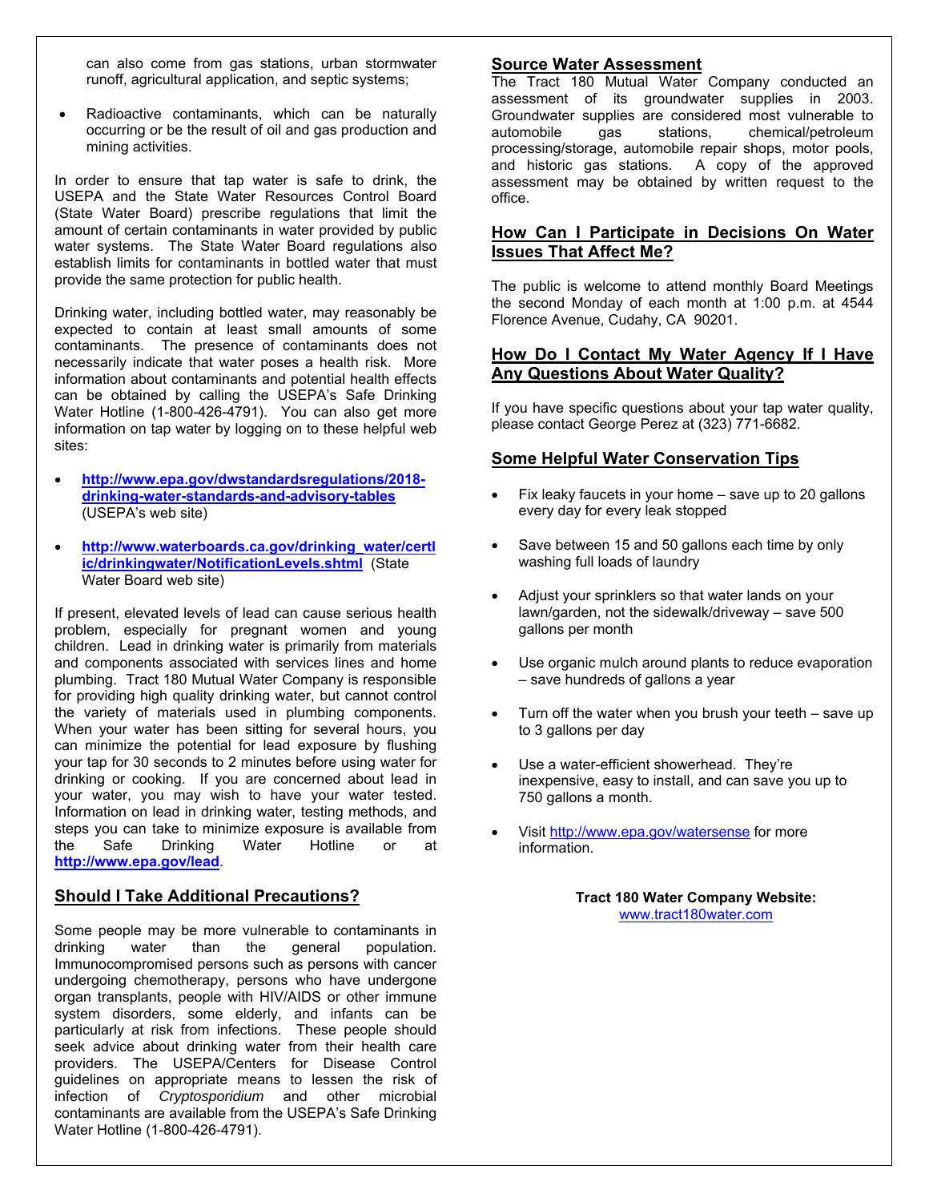can also come from gas stations, urban stormwater runoff, agricultural application, and septic systems;

- Radioactive contaminants, which can be naturally occurring or be the result of oil and gas production and mining activities.

In order to ensure that tap water is safe to drink, the USEPA and the State Water Resources Control Board (State Water Board) prescribe regulations that limit the amount of certain contaminants in water provided by public water systems. The State Water Board regulations also establish limits for contaminants in bottled water that must provide the same protection for public health.

Drinking water, including bottled water, may reasonably be expected to contain at least small amounts of some contaminants. The presence of contaminants does not necessarily indicate that water poses a health risk. More information about contaminants and potential health effects can be obtained by calling the USEPA's Safe Drinking Water Hotline (1-800-426-4791). You can also get more information on tap water by logging on to these helpful web sites:

- **http://www.epa.gov/dwstandardsregulations/2018-drinking-water-standards-and-advisory-tables** (USEPA's web site)
- **http://www.waterboards.ca.gov/drinking_water/certlic/drinkingwater/NotificationLevels.shtml** (State Water Board web site)

If present, elevated levels of lead can cause serious health problem, especially for pregnant women and young children. Lead in drinking water is primarily from materials and components associated with services lines and home plumbing. Tract 180 Mutual Water Company is responsible for providing high quality drinking water, but cannot control the variety of materials used in plumbing components. When your water has been sitting for several hours, you can minimize the potential for lead exposure by flushing your tap for 30 seconds to 2 minutes before using water for drinking or cooking. If you are concerned about lead in your water, you may wish to have your water tested. Information on lead in drinking water, testing methods, and steps you can take to minimize exposure is available from the Safe Drinking Water Hotline or at **http://www.epa.gov/lead**.

## Should I Take Additional Precautions?

Some people may be more vulnerable to contaminants in drinking water than the general population. Immunocompromised persons such as persons with cancer undergoing chemotherapy, persons who have undergone organ transplants, people with HIV/AIDS or other immune system disorders, some elderly, and infants can be particularly at risk from infections. These people should seek advice about drinking water from their health care providers. The USEPA/Centers for Disease Control guidelines on appropriate means to lessen the risk of infection of *Cryptosporidium* and other microbial contaminants are available from the USEPA's Safe Drinking Water Hotline (1-800-426-4791).

## Source Water Assessment

The Tract 180 Mutual Water Company conducted an assessment of its groundwater supplies in 2003. Groundwater supplies are considered most vulnerable to automobile gas stations, chemical/petroleum processing/storage, automobile repair shops, motor pools, and historic gas stations. A copy of the approved assessment may be obtained by written request to the office.

## How Can I Participate in Decisions On Water Issues That Affect Me?

The public is welcome to attend monthly Board Meetings the second Monday of each month at 1:00 p.m. at 4544 Florence Avenue, Cudahy, CA 90201.

## How Do I Contact My Water Agency If I Have Any Questions About Water Quality?

If you have specific questions about your tap water quality, please contact George Perez at (323) 771-6682.

## Some Helpful Water Conservation Tips

- Fix leaky faucets in your home – save up to 20 gallons every day for every leak stopped
- Save between 15 and 50 gallons each time by only washing full loads of laundry
- Adjust your sprinklers so that water lands on your lawn/garden, not the sidewalk/driveway – save 500 gallons per month
- Use organic mulch around plants to reduce evaporation – save hundreds of gallons a year
- Turn off the water when you brush your teeth – save up to 3 gallons per day
- Use a water-efficient showerhead. They're inexpensive, easy to install, and can save you up to 750 gallons a month.
- Visit http://www.epa.gov/watersense for more information.

**Tract 180 Water Company Website:**
www.tract180water.com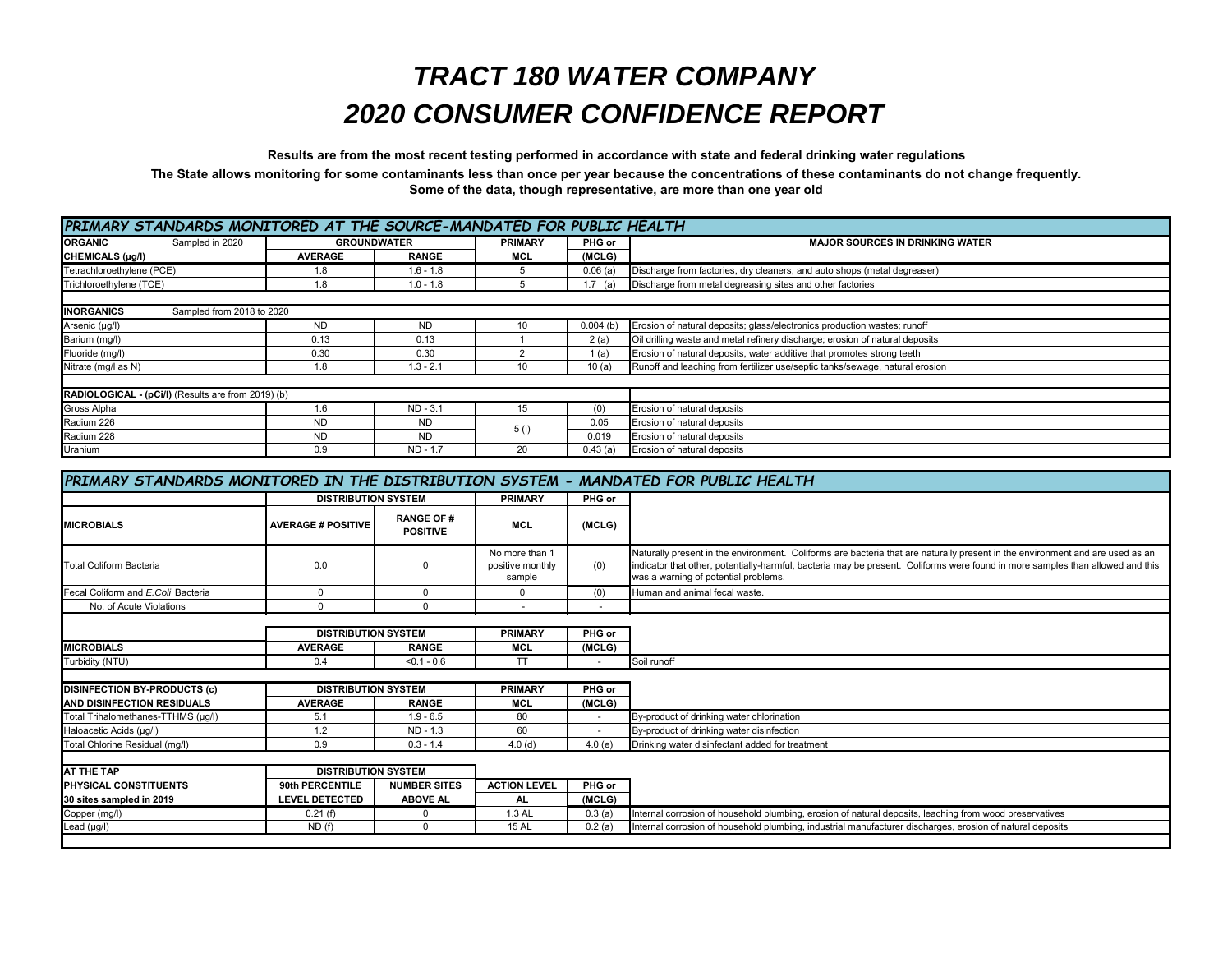# *TRACT 180 WATER COMPANY*

# *2020 CONSUMER CONFIDENCE REPORT*

**Results are from the most recent testing performed in accordance with state and federal drinking water regulations**

**The State allows monitoring for some contaminants less than once per year because the concentrations of these contaminants do not change frequently. Some of the data, though representative, are more than one year old**

| *PRIMARY STANDARDS MONITORED AT THE SOURCE-MANDATED FOR PUBLIC HEALTH* | | | | | |
|---|---|---|---|---|---|
| **ORGANIC** Sampled in 2020 | **GROUNDWATER** | | **PRIMARY** | **PHG or** | **MAJOR SOURCES IN DRINKING WATER** |
| **CHEMICALS (µg/l)** | **AVERAGE** | **RANGE** | **MCL** | **(MCLG)** | |
| Tetrachloroethylene (PCE) | 1.8 | 1.6 - 1.8 | 5 | 0.06 (a) | Discharge from factories, dry cleaners, and auto shops (metal degreaser) |
| Trichloroethylene (TCE) | 1.8 | 1.0 - 1.8 | 5 | 1.7 (a) | Discharge from metal degreasing sites and other factories |
| | | | | | |
| **INORGANICS** Sampled from 2018 to 2020 | | | | | |
| Arsenic (µg/l) | ND | ND | 10 | 0.004 (b) | Erosion of natural deposits; glass/electronics production wastes; runoff |
| Barium (mg/l) | 0.13 | 0.13 | 1 | 2 (a) | Oil drilling waste and metal refinery discharge; erosion of natural deposits |
| Fluoride (mg/l) | 0.30 | 0.30 | 2 | 1 (a) | Erosion of natural deposits, water additive that promotes strong teeth |
| Nitrate (mg/l as N) | 1.8 | 1.3 - 2.1 | 10 | 10 (a) | Runoff and leaching from fertilizer use/septic tanks/sewage, natural erosion |
| | | | | | |
| **RADIOLOGICAL - (pCi/l)** (Results are from 2019) (b) | | | | | |
| Gross Alpha | 1.6 | ND - 3.1 | 15 | (0) | Erosion of natural deposits |
| Radium 226 | ND | ND | 5 (i) | 0.05 | Erosion of natural deposits |
| Radium 228 | ND | ND | | 0.019 | Erosion of natural deposits |
| Uranium | 0.9 | ND - 1.7 | 20 | 0.43 (a) | Erosion of natural deposits |

| *PRIMARY STANDARDS MONITORED IN THE DISTRIBUTION SYSTEM - MANDATED FOR PUBLIC HEALTH* | | | | | |
|---|---|---|---|---|---|
| | **DISTRIBUTION SYSTEM** | | **PRIMARY** | **PHG or** | |
| **MICROBIALS** | **AVERAGE # POSITIVE** | **RANGE OF # POSITIVE** | **MCL** | **(MCLG)** | |
| Total Coliform Bacteria | 0.0 | 0 | No more than 1 positive monthly sample | (0) | Naturally present in the environment. Coliforms are bacteria that are naturally present in the environment and are used as an indicator that other, potentially-harmful, bacteria may be present. Coliforms were found in more samples than allowed and this was a warning of potential problems. |
| Fecal Coliform and *E.Coli* Bacteria | 0 | 0 | 0 | (0) | Human and animal fecal waste. |
| No. of Acute Violations | 0 | 0 | - | - | |
| | | | | | |
| | **DISTRIBUTION SYSTEM** | | **PRIMARY** | **PHG or** | |
| **MICROBIALS** | **AVERAGE** | **RANGE** | **MCL** | **(MCLG)** | |
| Turbidity (NTU) | 0.4 | <0.1 - 0.6 | TT | - | Soil runoff |
| | | | | | |
| **DISINFECTION BY-PRODUCTS (c)** | **DISTRIBUTION SYSTEM** | | **PRIMARY** | **PHG or** | |
| **AND DISINFECTION RESIDUALS** | **AVERAGE** | **RANGE** | **MCL** | **(MCLG)** | |
| Total Trihalomethanes-TTHMS (µg/l) | 5.1 | 1.9 - 6.5 | 80 | - | By-product of drinking water chlorination |
| Haloacetic Acids (µg/l) | 1.2 | ND - 1.3 | 60 | - | By-product of drinking water disinfection |
| Total Chlorine Residual (mg/l) | 0.9 | 0.3 - 1.4 | 4.0 (d) | 4.0 (e) | Drinking water disinfectant added for treatment |
| | | | | | |
| **AT THE TAP** | **DISTRIBUTION SYSTEM** | | | | |
| **PHYSICAL CONSTITUENTS** | **90th PERCENTILE** | **NUMBER SITES** | **ACTION LEVEL** | **PHG or** | |
| **30 sites sampled in 2019** | **LEVEL DETECTED** | **ABOVE AL** | **AL** | **(MCLG)** | |
| Copper (mg/l) | 0.21 (f) | 0 | 1.3 AL | 0.3 (a) | Internal corrosion of household plumbing, erosion of natural deposits, leaching from wood preservatives |
| Lead (µg/l) | ND (f) | 0 | 15 AL | 0.2 (a) | Internal corrosion of household plumbing, industrial manufacturer discharges, erosion of natural deposits |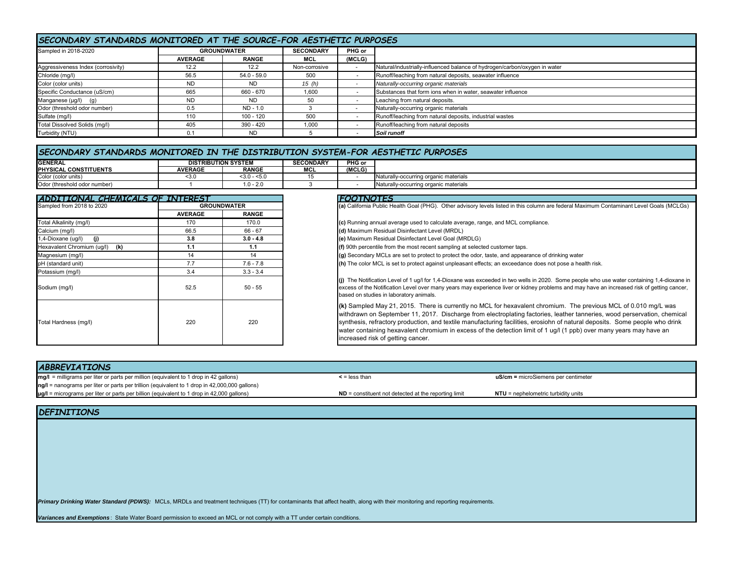## SECONDARY STANDARDS MONITORED AT THE SOURCE-FOR AESTHETIC PURPOSES

| Sampled in 2018-2020 | GROUNDWATER | | SECONDARY | PHG or | |
|---|---|---|---|---|---|
| | AVERAGE | RANGE | MCL | (MCLG) | |
| Aggressiveness Index (corrosivity) | 12.2 | 12.2 | Non-corrosive | - | Natural/industrially-influenced balance of hydrogen/carbon/oxygen in water |
| Chloride (mg/l) | 56.5 | 54.0 - 59.0 | 500 | - | Runoff/leaching from natural deposits, seawater influence |
| Color (color units) | ND | ND | *15 (h)* | - | *Naturally-occurring organic materials* |
| Specific Conductance (uS/cm) | 665 | 660 - 670 | 1,600 | - | Substances that form ions when in water, seawater influence |
| Manganese (µg/l) (g) | ND | ND | 50 | - | Leaching from natural deposits. |
| Odor (threshold odor number) | 0.5 | ND - 1.0 | 3 | - | Naturally-occurring organic materials |
| Sulfate (mg/l) | 110 | 100 - 120 | 500 | - | Runoff/leaching from natural deposits, industrial wastes |
| Total Dissolved Solids (mg/l) | 405 | 390 - 420 | 1,000 | - | Runoff/leaching from natural deposits |
| Turbidity (NTU) | 0.1 | ND | 5 | - | ***Soil runoff*** |

## SECONDARY STANDARDS MONITORED IN THE DISTRIBUTION SYSTEM-FOR AESTHETIC PURPOSES

| GENERAL PHYSICAL CONSTITUENTS | DISTRIBUTION SYSTEM | | SECONDARY | PHG or | |
|---|---|---|---|---|---|
| | AVERAGE | RANGE | MCL | (MCLG) | |
| Color (color units) | <3.0 | <3.0 - <5.0 | 15 | - | Naturally-occurring organic materials |
| Odor (threshold odor number) | 1 | 1.0 - 2.0 | 3 | - | Naturally-occurring organic materials |

## ADDITIONAL CHEMICALS OF INTEREST

| Sampled from 2018 to 2020 | GROUNDWATER | |
|---|---|---|
| | AVERAGE | RANGE |
| Total Alkalinity (mg/l) | 170 | 170.0 |
| Calcium (mg/l) | 66.5 | 66 - 67 |
| **1,4-Dioxane (ug/l) (j)** | **3.8** | **3.0 - 4.8** |
| **Hexavalent Chromium (ug/l) (k)** | **1.1** | **1.1** |
| Magnesium (mg/l) | 14 | 14 |
| pH (standard unit) | 7.7 | 7.6 - 7.8 |
| Potassium (mg/l) | 3.4 | 3.3 - 3.4 |
| Sodium (mg/l) | 52.5 | 50 - 55 |
| Total Hardness (mg/l) | 220 | 220 |

## FOOTNOTES

**(a)** California Public Health Goal (PHG). Other advisory levels listed in this column are federal Maximum Contaminant Level Goals (MCLGs)

**(c)** Running annual average used to calculate average, range, and MCL compliance.

**(d)** Maximum Residual Disinfectant Level (MRDL)

**(e)** Maximum Residual Disinfectant Level Goal (MRDLG)

**(f)** 90th percentile from the most recent sampling at selected customer taps.

**(g)** Secondary MCLs are set to protect to protect the odor, taste, and appearance of drinking water

**(h)** The color MCL is set to protect against unpleasant effects; an exceedance does not pose a health risk.

**(j)** The Notification Level of 1 ug/l for 1,4-Dioxane was exceeded in two wells in 2020. Some people who use water containing 1,4-dioxane in excess of the Notification Level over many years may experience liver or kidney problems and may have an increased risk of getting cancer, based on studies in laboratory animals.

**(k)** Sampled May 21, 2015. There is currently no MCL for hexavalent chromium. The previous MCL of 0.010 mg/L was withdrawn on September 11, 2017. Discharge from electroplating factories, leather tanneries, wood perservation, chemical synthesis, refractory production, and textile manufacturing facilities, erosiohn of natural deposits. Some people who drink water containing hexavalent chromium in excess of the detection limit of 1 ug/l (1 ppb) over many years may have an increased risk of getting cancer.

## ABBREVIATIONS

**mg/l** = milligrams per liter or parts per million (equivalent to 1 drop in 42 gallons)

**ng/l** = nanograms per liter or parts per trillion (equivalent to 1 drop in 42,000,000 gallons)

**µg/l** = micrograms per liter or parts per billion (equivalent to 1 drop in 42,000 gallons)

**<** = less than

**ND** = constituent not detected at the reporting limit

**uS/cm =** microSiemens per centimeter

**NTU** = nephelometric turbidity units

## DEFINITIONS

***Primary Drinking Water Standard (PDWS):*** MCLs, MRDLs and treatment techniques (TT) for contaminants that affect health, along with their monitoring and reporting requirements.

***Variances and Exemptions***: State Water Board permission to exceed an MCL or not comply with a TT under certain conditions.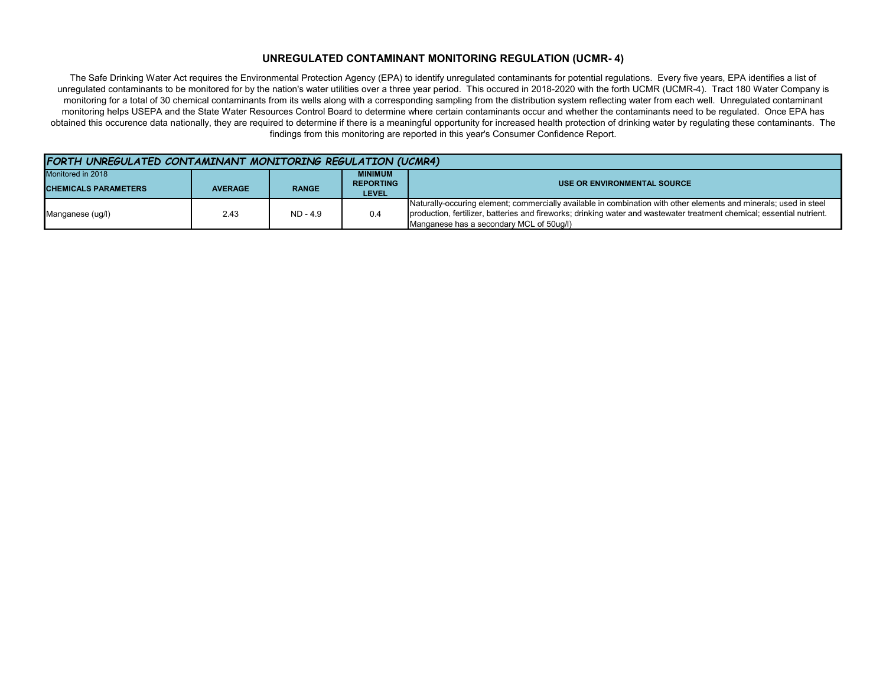# UNREGULATED CONTAMINANT MONITORING REGULATION (UCMR- 4)

The Safe Drinking Water Act requires the Environmental Protection Agency (EPA) to identify unregulated contaminants for potential regulations. Every five years, EPA identifies a list of unregulated contaminants to be monitored for by the nation's water utilities over a three year period. This occured in 2018-2020 with the forth UCMR (UCMR-4). Tract 180 Water Company is monitoring for a total of 30 chemical contaminants from its wells along with a corresponding sampling from the distribution system reflecting water from each well. Unregulated contaminant monitoring helps USEPA and the State Water Resources Control Board to determine where certain contaminants occur and whether the contaminants need to be regulated. Once EPA has obtained this occurence data nationally, they are required to determine if there is a meaningful opportunity for increased health protection of drinking water by regulating these contaminants. The findings from this monitoring are reported in this year's Consumer Confidence Report.

| *FORTH UNREGULATED CONTAMINANT MONITORING REGULATION (UCMR4)* | | | | |
|---|---|---|---|---|
| Monitored in 2018 **CHEMICALS PARAMETERS** | **AVERAGE** | **RANGE** | **MINIMUM REPORTING LEVEL** | **USE OR ENVIRONMENTAL SOURCE** |
| Manganese (ug/l) | 2.43 | ND - 4.9 | 0.4 | Naturally-occuring element; commercially available in combination with other elements and minerals; used in steel production, fertilizer, batteries and fireworks; drinking water and wastewater treatment chemical; essential nutrient. Manganese has a secondary MCL of 50ug/l) |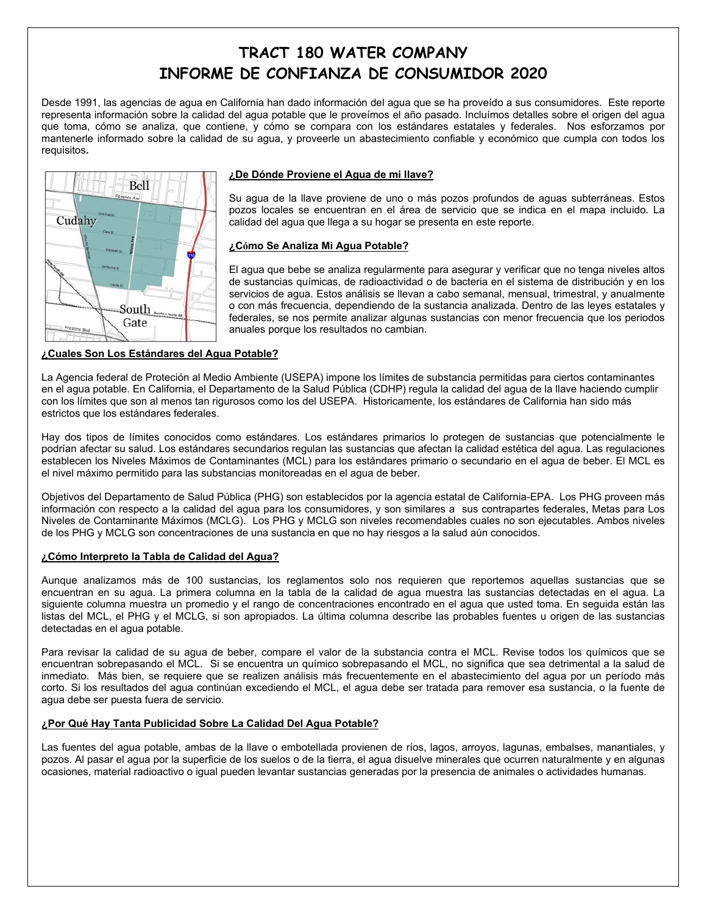# TRACT 180 WATER COMPANY
# INFORME DE CONFIANZA DE CONSUMIDOR 2020

Desde 1991, las agencias de agua en California han dado información del agua que se ha proveído a sus consumidores. Este reporte representa información sobre la calidad del agua potable que le proveímos el año pasado. Incluímos detalles sobre el origen del agua que toma, cómo se analiza, que contiene, y cómo se compara con los estándares estatales y federales. Nos esforzamos por mantenerle informado sobre la calidad de su agua, y proveerle un abastecimiento confiable y económico que cumpla con todos los requisitos**.**

**¿De Dónde Proviene el Agua de mi llave?**

Su agua de la llave proviene de uno o más pozos profundos de aguas subterráneas. Estos pozos locales se encuentran en el área de servicio que se indica en el mapa incluido. La calidad del agua que llega a su hogar se presenta en este reporte.

**¿Cómo Se Analiza Mi Agua Potable?**

El agua que bebe se analiza regularmente para asegurar y verificar que no tenga niveles altos de sustancias químicas, de radioactividad o de bacteria en el sistema de distribución y en los servicios de agua. Estos análisis se llevan a cabo semanal, mensual, trimestral, y anualmente o con más frecuencia, dependiendo de la sustancia analizada. Dentro de las leyes estatales y federales, se nos permite analizar algunas sustancias con menor frecuencia que los periodos anuales porque los resultados no cambian.

**¿Cuales Son Los Estándares del Agua Potable?**

La Agencia federal de Proteción al Medio Ambiente (USEPA) impone los límites de substancia permitidas para ciertos contaminantes en el agua potable. En California, el Departamento de la Salud Pública (CDHP) regula la calidad del agua de la llave haciendo cumplir con los límites que son al menos tan rigurosos como los del USEPA. Historicamente, los estándares de California han sido más estrictos que los estándares federales.

Hay dos tipos de límites conocidos como estándares. Los estándares primarios lo protegen de sustancias que potencialmente le podrían afectar su salud. Los estándares secundarios regulan las sustancias que afectan la calidad estética del agua. Las regulaciones establecen los Niveles Máximos de Contaminantes (MCL) para los estándares primario o secundario en el agua de beber. El MCL es el nivel máximo permitido para las substancias monitoreadas en el agua de beber.

Objetivos del Departamento de Salud Pública (PHG) son establecidos por la agencia estatal de California-EPA. Los PHG proveen más información con respecto a la calidad del agua para los consumidores, y son similares a sus contrapartes federales, Metas para Los Niveles de Contaminante Máximos (MCLG). Los PHG y MCLG son niveles recomendables cuales no son ejecutables. Ambos niveles de los PHG y MCLG son concentraciones de una sustancia en que no hay riesgos a la salud aún conocidos.

**¿Cómo Interpreto la Tabla de Calidad del Agua?**

Aunque analizamos más de 100 sustancias, los reglamentos solo nos requieren que reportemos aquellas sustancias que se encuentran en su agua. La primera columna en la tabla de la calidad de agua muestra las sustancias detectadas en el agua. La siguiente columna muestra un promedio y el rango de concentraciones encontrado en el agua que usted toma. En seguida están las listas del MCL, el PHG y el MCLG, si son apropiados. La última columna describe las probables fuentes u origen de las sustancias detectadas en el agua potable.

Para revisar la calidad de su agua de beber, compare el valor de la substancia contra el MCL. Revise todos los químicos que se encuentran sobrepasando el MCL. Si se encuentra un químico sobrepasando el MCL, no significa que sea detrimental a la salud de inmediato. Más bien, se requiere que se realizen análisis más frecuentemente en el abastecimiento del agua por un período más corto. Si los resultados del agua continúan excediendo el MCL, el agua debe ser tratada para remover esa sustancia, o la fuente de agua debe ser puesta fuera de servicio.

**¿Por Qué Hay Tanta Publicidad Sobre La Calidad Del Agua Potable?**

Las fuentes del agua potable, ambas de la llave o embotellada provienen de ríos, lagos, arroyos, lagunas, embalses, manantiales, y pozos. Al pasar el agua por la superficie de los suelos o de la tierra, el agua disuelve minerales que ocurren naturalmente y en algunas ocasiones, material radioactivo o igual pueden levantar sustancias generadas por la presencia de animales o actividades humanas.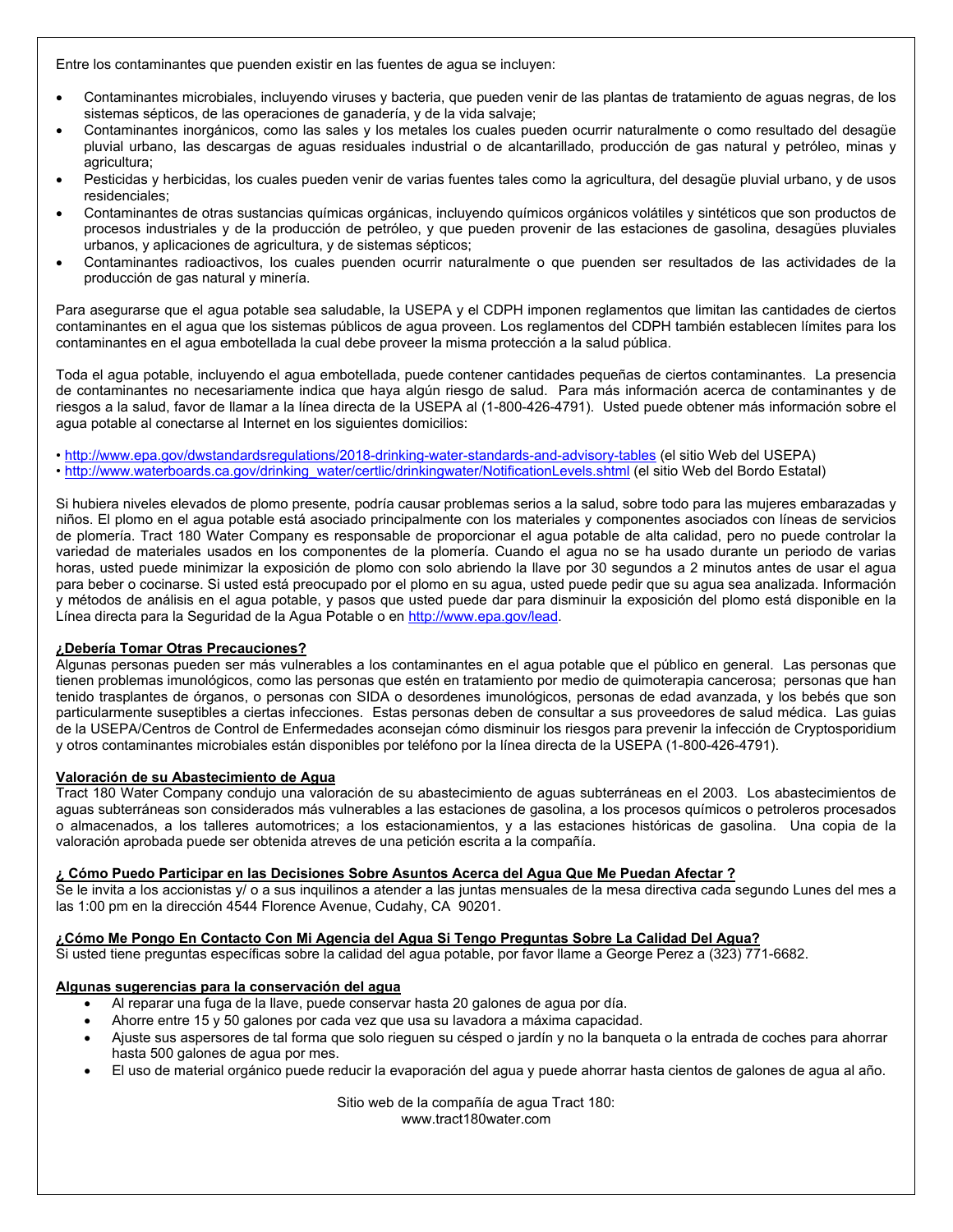Entre los contaminantes que puenden existir en las fuentes de agua se incluyen:

- Contaminantes microbiales, incluyendo viruses y bacteria, que pueden venir de las plantas de tratamiento de aguas negras, de los sistemas sépticos, de las operaciones de ganadería, y de la vida salvaje;
- Contaminantes inorgánicos, como las sales y los metales los cuales pueden ocurrir naturalmente o como resultado del desagüe pluvial urbano, las descargas de aguas residuales industrial o de alcantarillado, producción de gas natural y petróleo, minas y agricultura;
- Pesticidas y herbicidas, los cuales pueden venir de varias fuentes tales como la agricultura, del desagüe pluvial urbano, y de usos residenciales;
- Contaminantes de otras sustancias químicas orgánicas, incluyendo químicos orgánicos volátiles y sintéticos que son productos de procesos industriales y de la producción de petróleo, y que pueden provenir de las estaciones de gasolina, desagües pluviales urbanos, y aplicaciones de agricultura, y de sistemas sépticos;
- Contaminantes radioactivos, los cuales puenden ocurrir naturalmente o que puenden ser resultados de las actividades de la producción de gas natural y minería.

Para asegurarse que el agua potable sea saludable, la USEPA y el CDPH imponen reglamentos que limitan las cantidades de ciertos contaminantes en el agua que los sistemas públicos de agua proveen. Los reglamentos del CDPH también establecen límites para los contaminantes en el agua embotellada la cual debe proveer la misma protección a la salud pública.

Toda el agua potable, incluyendo el agua embotellada, puede contener cantidades pequeñas de ciertos contaminantes. La presencia de contaminantes no necesariamente indica que haya algún riesgo de salud. Para más información acerca de contaminantes y de riesgos a la salud, favor de llamar a la línea directa de la USEPA al (1-800-426-4791). Usted puede obtener más información sobre el agua potable al conectarse al Internet en los siguientes domicilios:

• http://www.epa.gov/dwstandardsregulations/2018-drinking-water-standards-and-advisory-tables (el sitio Web del USEPA)
• http://www.waterboards.ca.gov/drinking_water/certlic/drinkingwater/NotificationLevels.shtml (el sitio Web del Bordo Estatal)

Si hubiera niveles elevados de plomo presente, podría causar problemas serios a la salud, sobre todo para las mujeres embarazadas y niños. El plomo en el agua potable está asociado principalmente con los materiales y componentes asociados con líneas de servicios de plomería. Tract 180 Water Company es responsable de proporcionar el agua potable de alta calidad, pero no puede controlar la variedad de materiales usados en los componentes de la plomería. Cuando el agua no se ha usado durante un periodo de varias horas, usted puede minimizar la exposición de plomo con solo abriendo la llave por 30 segundos a 2 minutos antes de usar el agua para beber o cocinarse. Si usted está preocupado por el plomo en su agua, usted puede pedir que su agua sea analizada. Información y métodos de análisis en el agua potable, y pasos que usted puede dar para disminuir la exposición del plomo está disponible en la Línea directa para la Seguridad de la Agua Potable o en http://www.epa.gov/lead.

**¿Debería Tomar Otras Precauciones?**

Algunas personas pueden ser más vulnerables a los contaminantes en el agua potable que el público en general. Las personas que tienen problemas imunológicos, como las personas que estén en tratamiento por medio de quimoterapia cancerosa; personas que han tenido trasplantes de órganos, o personas con SIDA o desordenes imunológicos, personas de edad avanzada, y los bebés que son particularmente suseptibles a ciertas infecciones. Estas personas deben de consultar a sus proveedores de salud médica. Las guias de la USEPA/Centros de Control de Enfermedades aconsejan cómo disminuir los riesgos para prevenir la infección de Cryptosporidium y otros contaminantes microbiales están disponibles por teléfono por la línea directa de la USEPA (1-800-426-4791).

**Valoración de su Abastecimiento de Agua**

Tract 180 Water Company condujo una valoración de su abastecimiento de aguas subterráneas en el 2003. Los abastecimientos de aguas subterráneas son considerados más vulnerables a las estaciones de gasolina, a los procesos químicos o petroleros procesados o almacenados, a los talleres automotrices; a los estacionamientos, y a las estaciones históricas de gasolina. Una copia de la valoración aprobada puede ser obtenida atreves de una petición escrita a la compañía.

**¿ Cómo Puedo Participar en las Decisiones Sobre Asuntos Acerca del Agua Que Me Puedan Afectar ?**

Se le invita a los accionistas y/ o a sus inquilinos a atender a las juntas mensuales de la mesa directiva cada segundo Lunes del mes a las 1:00 pm en la dirección 4544 Florence Avenue, Cudahy, CA 90201.

**¿Cómo Me Pongo En Contacto Con Mi Agencia del Agua Si Tengo Preguntas Sobre La Calidad Del Agua?**

Si usted tiene preguntas específicas sobre la calidad del agua potable, por favor llame a George Perez a (323) 771-6682.

**Algunas sugerencias para la conservación del agua**

- Al reparar una fuga de la llave, puede conservar hasta 20 galones de agua por día.
- Ahorre entre 15 y 50 galones por cada vez que usa su lavadora a máxima capacidad.
- Ajuste sus aspersores de tal forma que solo rieguen su césped o jardín y no la banqueta o la entrada de coches para ahorrar hasta 500 galones de agua por mes.
- El uso de material orgánico puede reducir la evaporación del agua y puede ahorrar hasta cientos de galones de agua al año.

Sitio web de la compañía de agua Tract 180:
www.tract180water.com